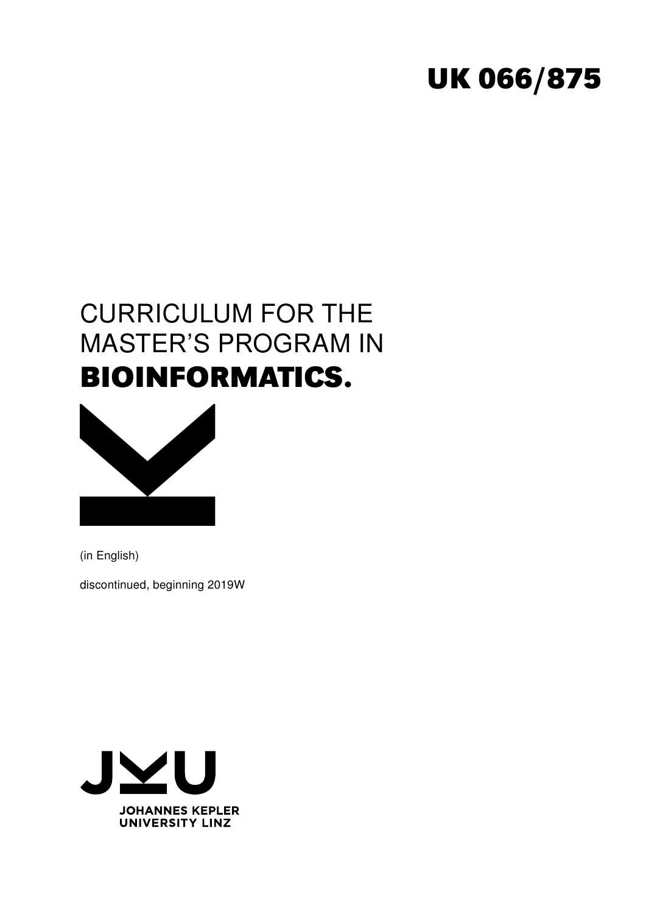UK 066/875

# CURRICULUM FOR THE MASTER'S PROGRAM IN **BIOINFORMATICS.**

(in English)

discontinued, beginning 2019W

JOHANNES KEPLER UNIVERSITY LINZ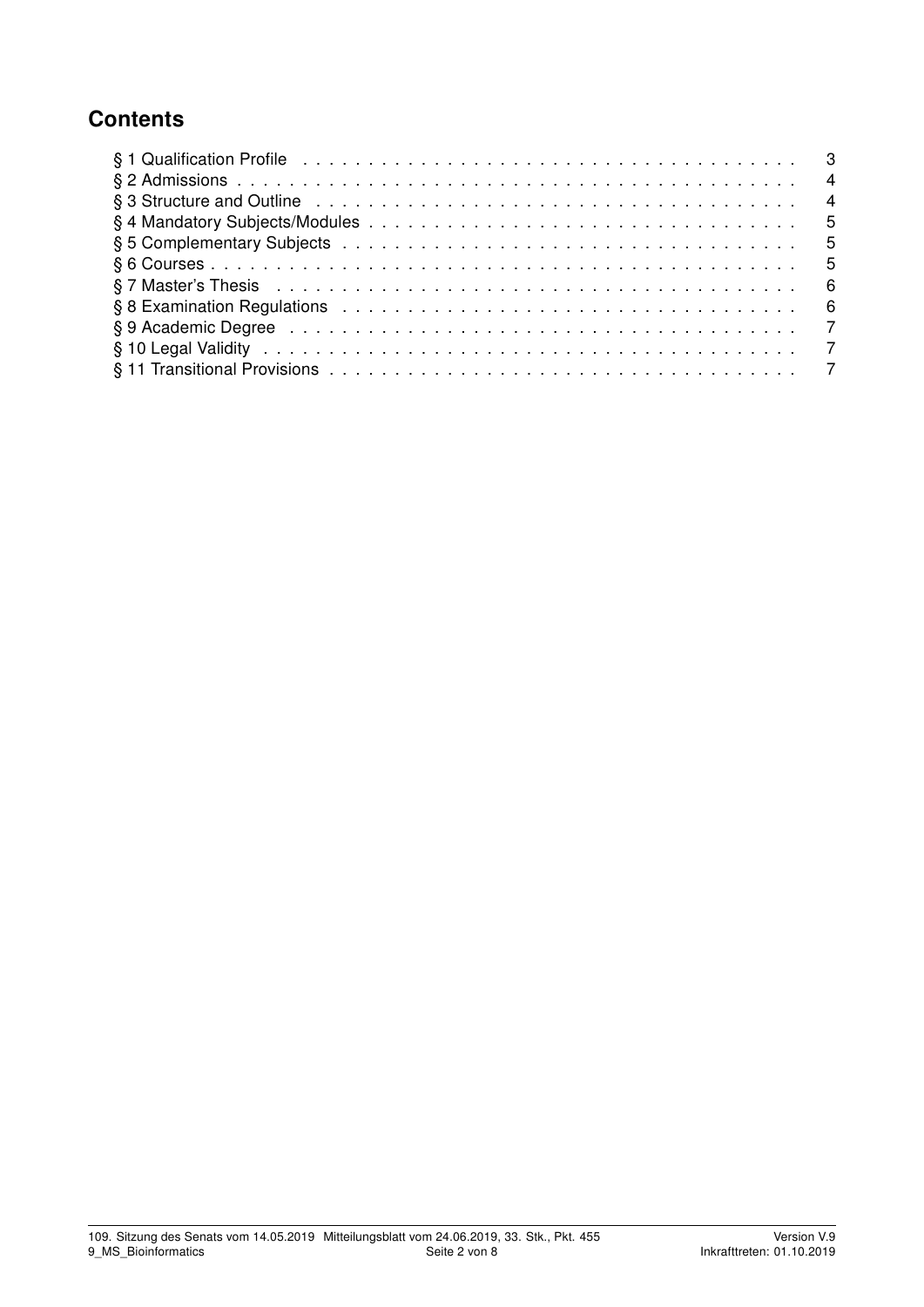## Contents

- § 1 Qualification Profile . . . 3
- § 2 Admissions . . . 4
- § 3 Structure and Outline . . . 4
- § 4 Mandatory Subjects/Modules . . . 5
- § 5 Complementary Subjects . . . 5
- § 6 Courses . . . 5
- § 7 Master's Thesis . . . 6
- § 8 Examination Regulations . . . 6
- § 9 Academic Degree . . . 7
- § 10 Legal Validity . . . 7
- § 11 Transitional Provisions . . . 7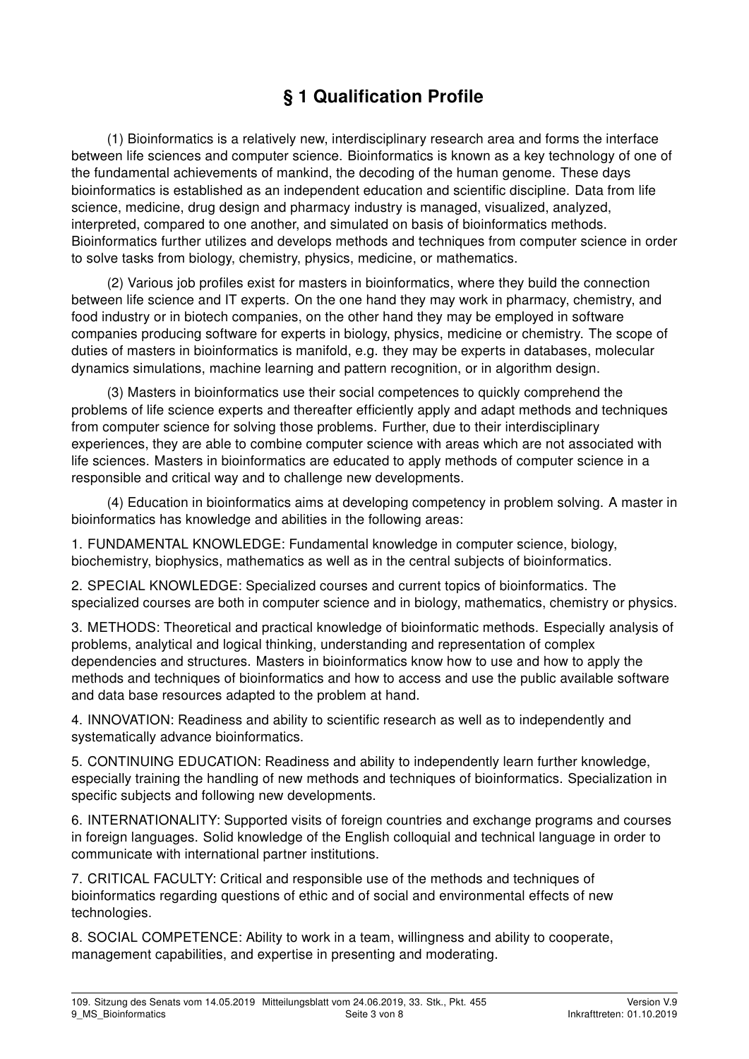# § 1 Qualification Profile

(1) Bioinformatics is a relatively new, interdisciplinary research area and forms the interface between life sciences and computer science. Bioinformatics is known as a key technology of one of the fundamental achievements of mankind, the decoding of the human genome. These days bioinformatics is established as an independent education and scientific discipline. Data from life science, medicine, drug design and pharmacy industry is managed, visualized, analyzed, interpreted, compared to one another, and simulated on basis of bioinformatics methods. Bioinformatics further utilizes and develops methods and techniques from computer science in order to solve tasks from biology, chemistry, physics, medicine, or mathematics.

(2) Various job profiles exist for masters in bioinformatics, where they build the connection between life science and IT experts. On the one hand they may work in pharmacy, chemistry, and food industry or in biotech companies, on the other hand they may be employed in software companies producing software for experts in biology, physics, medicine or chemistry. The scope of duties of masters in bioinformatics is manifold, e.g. they may be experts in databases, molecular dynamics simulations, machine learning and pattern recognition, or in algorithm design.

(3) Masters in bioinformatics use their social competences to quickly comprehend the problems of life science experts and thereafter efficiently apply and adapt methods and techniques from computer science for solving those problems. Further, due to their interdisciplinary experiences, they are able to combine computer science with areas which are not associated with life sciences. Masters in bioinformatics are educated to apply methods of computer science in a responsible and critical way and to challenge new developments.

(4) Education in bioinformatics aims at developing competency in problem solving. A master in bioinformatics has knowledge and abilities in the following areas:

1. FUNDAMENTAL KNOWLEDGE: Fundamental knowledge in computer science, biology, biochemistry, biophysics, mathematics as well as in the central subjects of bioinformatics.

2. SPECIAL KNOWLEDGE: Specialized courses and current topics of bioinformatics. The specialized courses are both in computer science and in biology, mathematics, chemistry or physics.

3. METHODS: Theoretical and practical knowledge of bioinformatic methods. Especially analysis of problems, analytical and logical thinking, understanding and representation of complex dependencies and structures. Masters in bioinformatics know how to use and how to apply the methods and techniques of bioinformatics and how to access and use the public available software and data base resources adapted to the problem at hand.

4. INNOVATION: Readiness and ability to scientific research as well as to independently and systematically advance bioinformatics.

5. CONTINUING EDUCATION: Readiness and ability to independently learn further knowledge, especially training the handling of new methods and techniques of bioinformatics. Specialization in specific subjects and following new developments.

6. INTERNATIONALITY: Supported visits of foreign countries and exchange programs and courses in foreign languages. Solid knowledge of the English colloquial and technical language in order to communicate with international partner institutions.

7. CRITICAL FACULTY: Critical and responsible use of the methods and techniques of bioinformatics regarding questions of ethic and of social and environmental effects of new technologies.

8. SOCIAL COMPETENCE: Ability to work in a team, willingness and ability to cooperate, management capabilities, and expertise in presenting and moderating.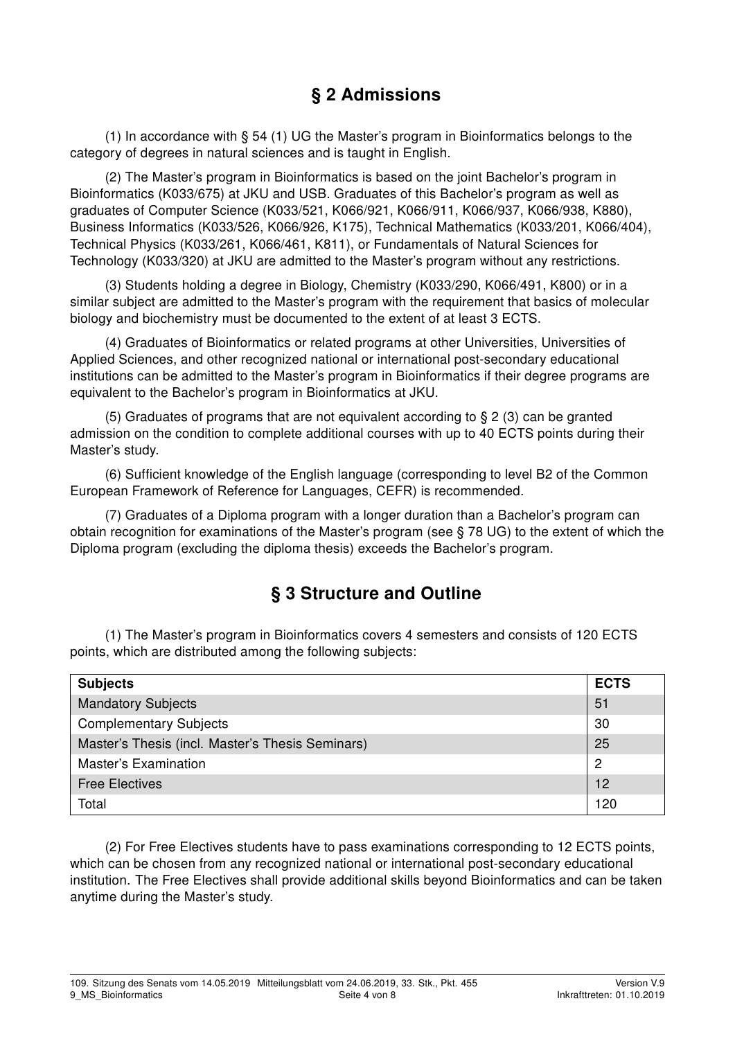## § 2 Admissions

(1) In accordance with § 54 (1) UG the Master's program in Bioinformatics belongs to the category of degrees in natural sciences and is taught in English.

(2) The Master's program in Bioinformatics is based on the joint Bachelor's program in Bioinformatics (K033/675) at JKU and USB. Graduates of this Bachelor's program as well as graduates of Computer Science (K033/521, K066/921, K066/911, K066/937, K066/938, K880), Business Informatics (K033/526, K066/926, K175), Technical Mathematics (K033/201, K066/404), Technical Physics (K033/261, K066/461, K811), or Fundamentals of Natural Sciences for Technology (K033/320) at JKU are admitted to the Master's program without any restrictions.

(3) Students holding a degree in Biology, Chemistry (K033/290, K066/491, K800) or in a similar subject are admitted to the Master's program with the requirement that basics of molecular biology and biochemistry must be documented to the extent of at least 3 ECTS.

(4) Graduates of Bioinformatics or related programs at other Universities, Universities of Applied Sciences, and other recognized national or international post-secondary educational institutions can be admitted to the Master's program in Bioinformatics if their degree programs are equivalent to the Bachelor's program in Bioinformatics at JKU.

(5) Graduates of programs that are not equivalent according to § 2 (3) can be granted admission on the condition to complete additional courses with up to 40 ECTS points during their Master's study.

(6) Sufficient knowledge of the English language (corresponding to level B2 of the Common European Framework of Reference for Languages, CEFR) is recommended.

(7) Graduates of a Diploma program with a longer duration than a Bachelor's program can obtain recognition for examinations of the Master's program (see § 78 UG) to the extent of which the Diploma program (excluding the diploma thesis) exceeds the Bachelor's program.

## § 3 Structure and Outline

(1) The Master's program in Bioinformatics covers 4 semesters and consists of 120 ECTS points, which are distributed among the following subjects:

| Subjects | ECTS |
|---|---|
| Mandatory Subjects | 51 |
| Complementary Subjects | 30 |
| Master's Thesis (incl. Master's Thesis Seminars) | 25 |
| Master's Examination | 2 |
| Free Electives | 12 |
| Total | 120 |

(2) For Free Electives students have to pass examinations corresponding to 12 ECTS points, which can be chosen from any recognized national or international post-secondary educational institution. The Free Electives shall provide additional skills beyond Bioinformatics and can be taken anytime during the Master's study.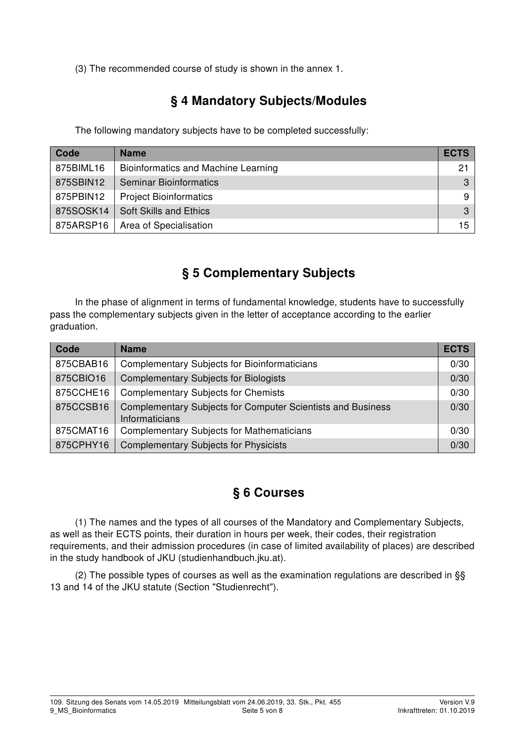(3) The recommended course of study is shown in the annex 1.

## § 4 Mandatory Subjects/Modules

The following mandatory subjects have to be completed successfully:

| Code | Name | ECTS |
|---|---|---|
| 875BIML16 | Bioinformatics and Machine Learning | 21 |
| 875SBIN12 | Seminar Bioinformatics | 3 |
| 875PBIN12 | Project Bioinformatics | 9 |
| 875SOSK14 | Soft Skills and Ethics | 3 |
| 875ARSP16 | Area of Specialisation | 15 |

## § 5 Complementary Subjects

In the phase of alignment in terms of fundamental knowledge, students have to successfully pass the complementary subjects given in the letter of acceptance according to the earlier graduation.

| Code | Name | ECTS |
|---|---|---|
| 875CBAB16 | Complementary Subjects for Bioinformaticians | 0/30 |
| 875CBIO16 | Complementary Subjects for Biologists | 0/30 |
| 875CCHE16 | Complementary Subjects for Chemists | 0/30 |
| 875CCSB16 | Complementary Subjects for Computer Scientists and Business Informaticians | 0/30 |
| 875CMAT16 | Complementary Subjects for Mathematicians | 0/30 |
| 875CPHY16 | Complementary Subjects for Physicists | 0/30 |

## § 6 Courses

(1) The names and the types of all courses of the Mandatory and Complementary Subjects, as well as their ECTS points, their duration in hours per week, their codes, their registration requirements, and their admission procedures (in case of limited availability of places) are described in the study handbook of JKU (studienhandbuch.jku.at).

(2) The possible types of courses as well as the examination regulations are described in §§ 13 and 14 of the JKU statute (Section "Studienrecht").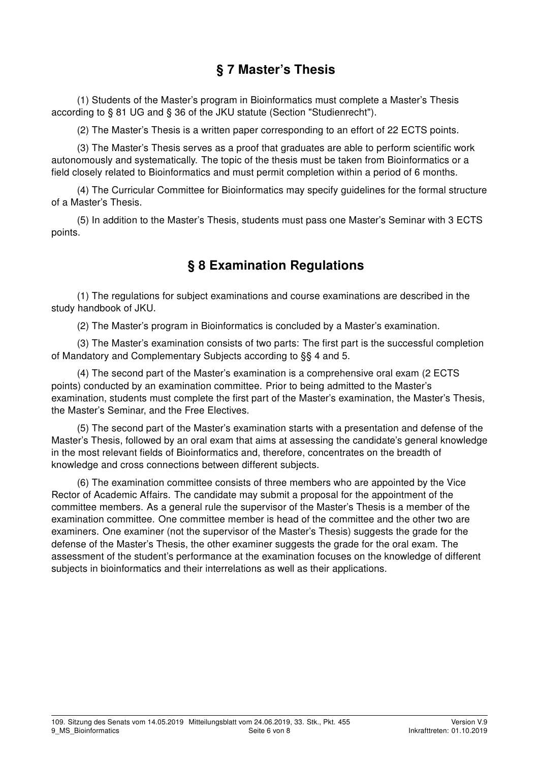## § 7 Master's Thesis

(1) Students of the Master's program in Bioinformatics must complete a Master's Thesis according to § 81 UG and § 36 of the JKU statute (Section "Studienrecht").

(2) The Master's Thesis is a written paper corresponding to an effort of 22 ECTS points.

(3) The Master's Thesis serves as a proof that graduates are able to perform scientific work autonomously and systematically. The topic of the thesis must be taken from Bioinformatics or a field closely related to Bioinformatics and must permit completion within a period of 6 months.

(4) The Curricular Committee for Bioinformatics may specify guidelines for the formal structure of a Master's Thesis.

(5) In addition to the Master's Thesis, students must pass one Master's Seminar with 3 ECTS points.

## § 8 Examination Regulations

(1) The regulations for subject examinations and course examinations are described in the study handbook of JKU.

(2) The Master's program in Bioinformatics is concluded by a Master's examination.

(3) The Master's examination consists of two parts: The first part is the successful completion of Mandatory and Complementary Subjects according to §§ 4 and 5.

(4) The second part of the Master's examination is a comprehensive oral exam (2 ECTS points) conducted by an examination committee. Prior to being admitted to the Master's examination, students must complete the first part of the Master's examination, the Master's Thesis, the Master's Seminar, and the Free Electives.

(5) The second part of the Master's examination starts with a presentation and defense of the Master's Thesis, followed by an oral exam that aims at assessing the candidate's general knowledge in the most relevant fields of Bioinformatics and, therefore, concentrates on the breadth of knowledge and cross connections between different subjects.

(6) The examination committee consists of three members who are appointed by the Vice Rector of Academic Affairs. The candidate may submit a proposal for the appointment of the committee members. As a general rule the supervisor of the Master's Thesis is a member of the examination committee. One committee member is head of the committee and the other two are examiners. One examiner (not the supervisor of the Master's Thesis) suggests the grade for the defense of the Master's Thesis, the other examiner suggests the grade for the oral exam. The assessment of the student's performance at the examination focuses on the knowledge of different subjects in bioinformatics and their interrelations as well as their applications.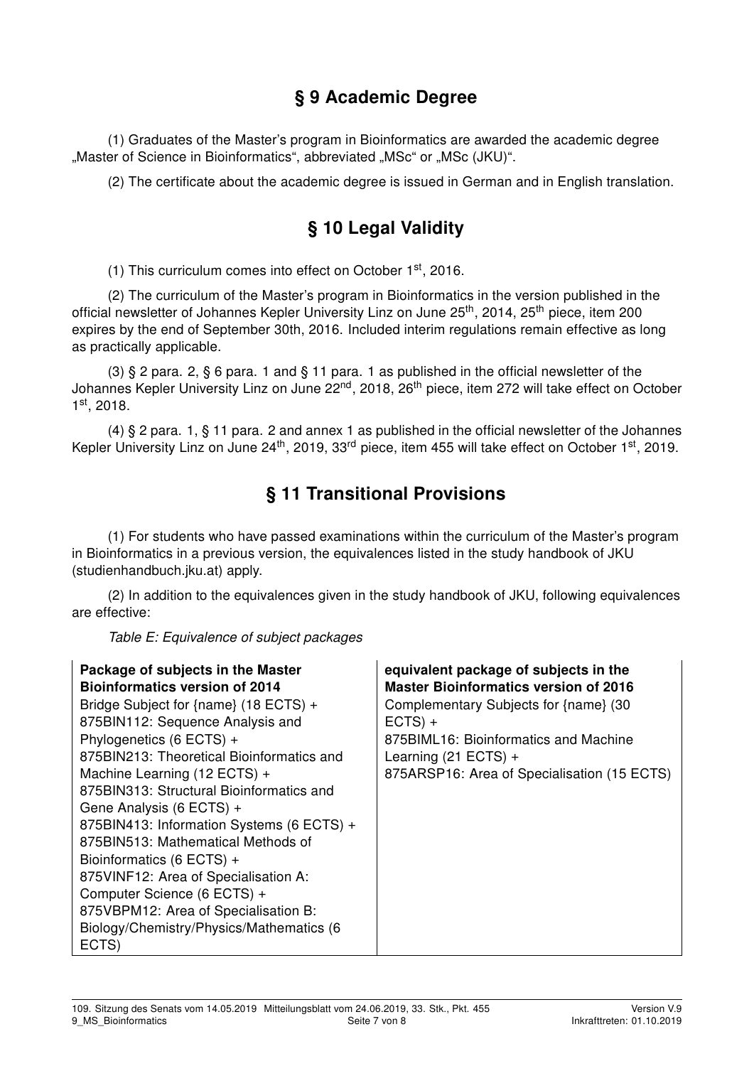## § 9 Academic Degree

(1) Graduates of the Master's program in Bioinformatics are awarded the academic degree „Master of Science in Bioinformatics", abbreviated „MSc" or „MSc (JKU)".

(2) The certificate about the academic degree is issued in German and in English translation.

## § 10 Legal Validity

(1) This curriculum comes into effect on October 1st, 2016.

(2) The curriculum of the Master's program in Bioinformatics in the version published in the official newsletter of Johannes Kepler University Linz on June 25th, 2014, 25th piece, item 200 expires by the end of September 30th, 2016. Included interim regulations remain effective as long as practically applicable.

(3) § 2 para. 2, § 6 para. 1 and § 11 para. 1 as published in the official newsletter of the Johannes Kepler University Linz on June 22nd, 2018, 26th piece, item 272 will take effect on October 1st, 2018.

(4) § 2 para. 1, § 11 para. 2 and annex 1 as published in the official newsletter of the Johannes Kepler University Linz on June 24th, 2019, 33rd piece, item 455 will take effect on October 1st, 2019.

## § 11 Transitional Provisions

(1) For students who have passed examinations within the curriculum of the Master's program in Bioinformatics in a previous version, the equivalences listed in the study handbook of JKU (studienhandbuch.jku.at) apply.

(2) In addition to the equivalences given in the study handbook of JKU, following equivalences are effective:

*Table E: Equivalence of subject packages*

| Package of subjects in the Master Bioinformatics version of 2014 | equivalent package of subjects in the Master Bioinformatics version of 2016 |
|---|---|
| Bridge Subject for {name} (18 ECTS) + 875BIN112: Sequence Analysis and Phylogenetics (6 ECTS) + 875BIN213: Theoretical Bioinformatics and Machine Learning (12 ECTS) + 875BIN313: Structural Bioinformatics and Gene Analysis (6 ECTS) + 875BIN413: Information Systems (6 ECTS) + 875BIN513: Mathematical Methods of Bioinformatics (6 ECTS) + 875VINF12: Area of Specialisation A: Computer Science (6 ECTS) + 875VBPM12: Area of Specialisation B: Biology/Chemistry/Physics/Mathematics (6 ECTS) | Complementary Subjects for {name} (30 ECTS) + 875BIML16: Bioinformatics and Machine Learning (21 ECTS) + 875ARSP16: Area of Specialisation (15 ECTS) |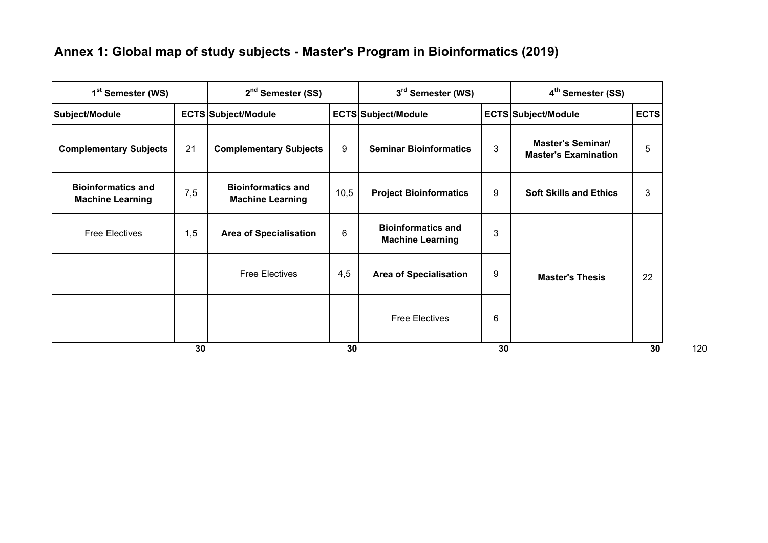## Annex 1: Global map of study subjects - Master's Program in Bioinformatics (2019)

| 1st Semester (WS) | | 2nd Semester (SS) | | 3rd Semester (WS) | | 4th Semester (SS) | | |
|---|---|---|---|---|---|---|---|---|
| **Subject/Module** | **ECTS** | **Subject/Module** | **ECTS** | **Subject/Module** | **ECTS** | **Subject/Module** | **ECTS** | |
| **Complementary Subjects** | 21 | **Complementary Subjects** | 9 | **Seminar Bioinformatics** | 3 | **Master's Seminar/ Master's Examination** | 5 | |
| **Bioinformatics and Machine Learning** | 7,5 | **Bioinformatics and Machine Learning** | 10,5 | **Project Bioinformatics** | 9 | **Soft Skills and Ethics** | 3 | |
| Free Electives | 1,5 | **Area of Specialisation** | 6 | **Bioinformatics and Machine Learning** | 3 | **Master's Thesis** | 22 | |
| | | Free Electives | 4,5 | **Area of Specialisation** | 9 | | | |
| | | | | Free Electives | 6 | | | |
| | **30** | | **30** | | **30** | | **30** | 120 |